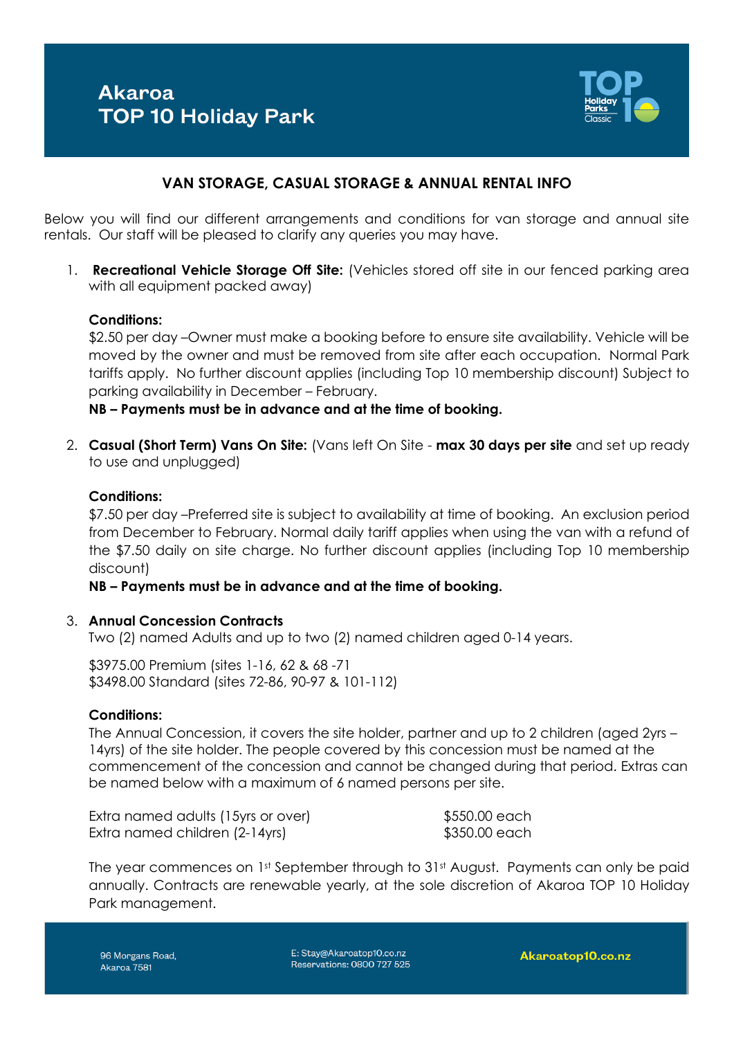# Akaroa TOP 10 Holiday Park

## VAN STORAGE, CASUAL STORAGE & ANNUAL RENTAL INFO

Below you will find our different arrangements and conditions for van storage and annual site rentals. Our staff will be pleased to clarify any queries you may have.

1. **Recreational Vehicle Storage Off Site:** (Vehicles stored off site in our fenced parking area with all equipment packed away)

   **Conditions:**
   $2.50 per day –Owner must make a booking before to ensure site availability. Vehicle will be moved by the owner and must be removed from site after each occupation. Normal Park tariffs apply. No further discount applies (including Top 10 membership discount) Subject to parking availability in December – February.
   **NB – Payments must be in advance and at the time of booking.**

2. **Casual (Short Term) Vans On Site:** (Vans left On Site - **max 30 days per site** and set up ready to use and unplugged)

   **Conditions:**
   $7.50 per day –Preferred site is subject to availability at time of booking. An exclusion period from December to February. Normal daily tariff applies when using the van with a refund of the $7.50 daily on site charge. No further discount applies (including Top 10 membership discount)
   **NB – Payments must be in advance and at the time of booking.**

3. **Annual Concession Contracts**
   Two (2) named Adults and up to two (2) named children aged 0-14 years.

   $3975.00 Premium (sites 1-16, 62 & 68 -71
   $3498.00 Standard (sites 72-86, 90-97 & 101-112)

   **Conditions:**
   The Annual Concession, it covers the site holder, partner and up to 2 children (aged 2yrs – 14yrs) of the site holder. The people covered by this concession must be named at the commencement of the concession and cannot be changed during that period. Extras can be named below with a maximum of 6 named persons per site.

   | | |
   |---|---|
   | Extra named adults (15yrs or over) | $550.00 each |
   | Extra named children (2-14yrs) | $350.00 each |

   The year commences on 1st September through to 31st August. Payments can only be paid annually. Contracts are renewable yearly, at the sole discretion of Akaroa TOP 10 Holiday Park management.

96 Morgans Road, Akaroa 7581
E: Stay@Akaroatop10.co.nz
Reservations: 0800 727 525
Akaroatop10.co.nz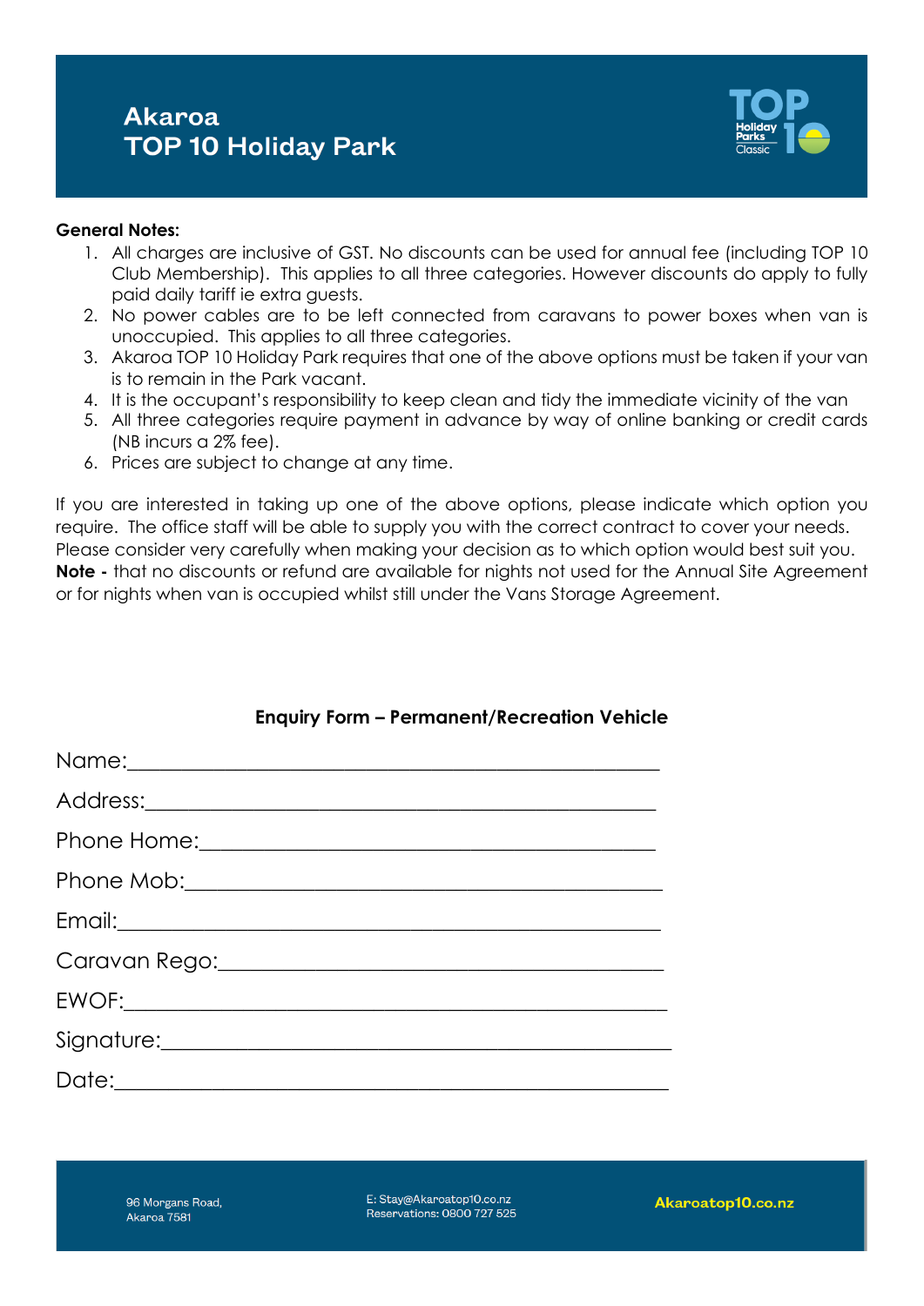# Akaroa
# TOP 10 Holiday Park

**General Notes:**

1. All charges are inclusive of GST. No discounts can be used for annual fee (including TOP 10 Club Membership). This applies to all three categories. However discounts do apply to fully paid daily tariff ie extra guests.
2. No power cables are to be left connected from caravans to power boxes when van is unoccupied. This applies to all three categories.
3. Akaroa TOP 10 Holiday Park requires that one of the above options must be taken if your van is to remain in the Park vacant.
4. It is the occupant's responsibility to keep clean and tidy the immediate vicinity of the van
5. All three categories require payment in advance by way of online banking or credit cards (NB incurs a 2% fee).
6. Prices are subject to change at any time.

If you are interested in taking up one of the above options, please indicate which option you require. The office staff will be able to supply you with the correct contract to cover your needs. Please consider very carefully when making your decision as to which option would best suit you. **Note -** that no discounts or refund are available for nights not used for the Annual Site Agreement or for nights when van is occupied whilst still under the Vans Storage Agreement.

**Enquiry Form – Permanent/Recreation Vehicle**

Name:_______________________________________________

Address:_____________________________________________

Phone Home:_________________________________________

Phone Mob:__________________________________________

Email:_______________________________________________

Caravan Rego:________________________________________

EWOF:______________________________________________

Signature:____________________________________________

Date:________________________________________________

96 Morgans Road,
Akaroa 7581

E: Stay@Akaroatop10.co.nz
Reservations: 0800 727 525

Akaroatop10.co.nz